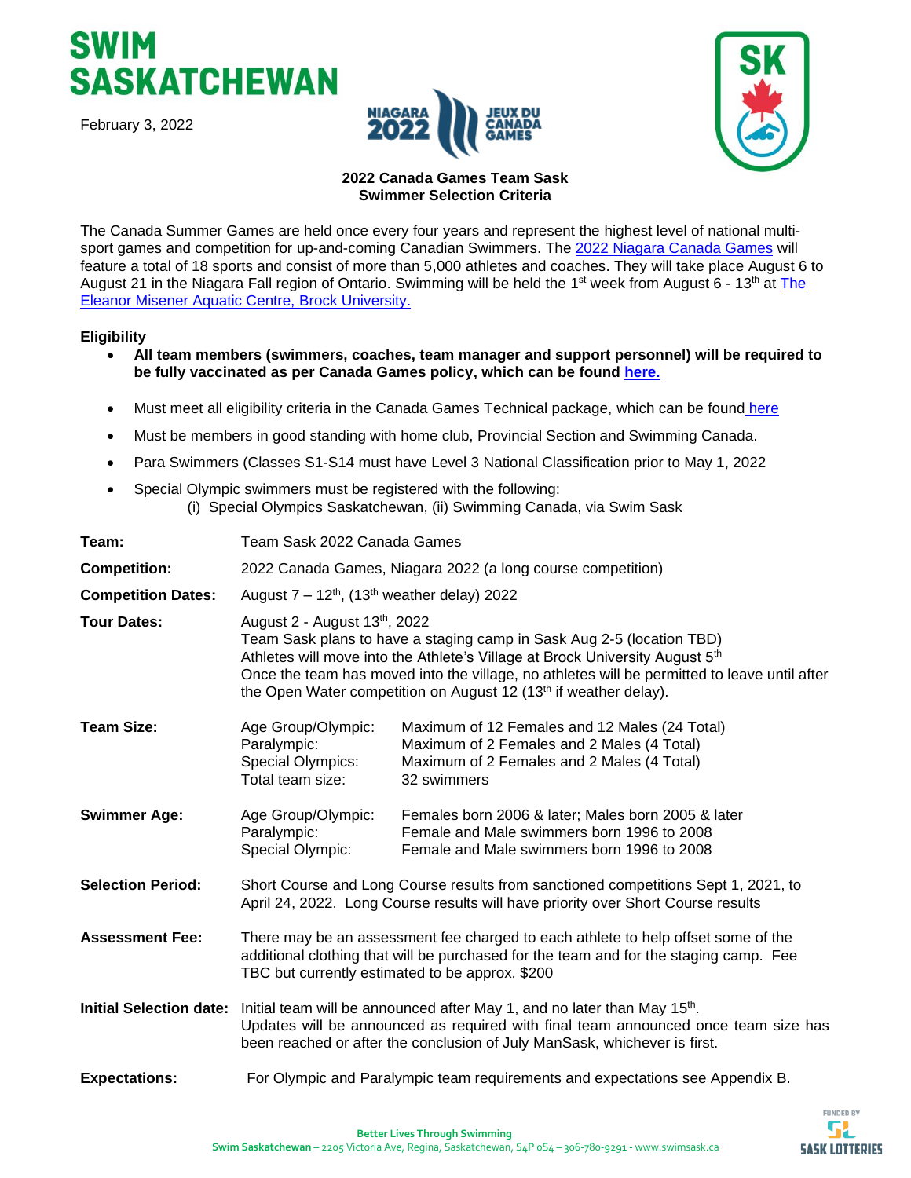# SWIM SASKATCHEWAN

February 3, 2022

**2022 Canada Games Team Sask**
**Swimmer Selection Criteria**

The Canada Summer Games are held once every four years and represent the highest level of national multi-sport games and competition for up-and-coming Canadian Swimmers. The [2022 Niagara Canada Games](#) will feature a total of 18 sports and consist of more than 5,000 athletes and coaches. They will take place August 6 to August 21 in the Niagara Fall region of Ontario. Swimming will be held the 1st week from August 6 - 13th at [The Eleanor Misener Aquatic Centre, Brock University.](#)

**Eligibility**

- **All team members (swimmers, coaches, team manager and support personnel) will be required to be fully vaccinated as per Canada Games policy, which can be found [here.](#)**
- Must meet all eligibility criteria in the Canada Games Technical package, which can be found [here](#)
- Must be members in good standing with home club, Provincial Section and Swimming Canada.
- Para Swimmers (Classes S1-S14 must have Level 3 National Classification prior to May 1, 2022
- Special Olympic swimmers must be registered with the following:
  (i) Special Olympics Saskatchewan, (ii) Swimming Canada, via Swim Sask

**Team:** Team Sask 2022 Canada Games

**Competition:** 2022 Canada Games, Niagara 2022 (a long course competition)

**Competition Dates:** August 7 – 12th, (13th weather delay) 2022

**Tour Dates:** August 2 - August 13th, 2022
Team Sask plans to have a staging camp in Sask Aug 2-5 (location TBD)
Athletes will move into the Athlete's Village at Brock University August 5th
Once the team has moved into the village, no athletes will be permitted to leave until after the Open Water competition on August 12 (13th if weather delay).

**Team Size:**

| | |
|---|---|
| Age Group/Olympic: | Maximum of 12 Females and 12 Males (24 Total) |
| Paralympic: | Maximum of 2 Females and 2 Males (4 Total) |
| Special Olympics: | Maximum of 2 Females and 2 Males (4 Total) |
| Total team size: | 32 swimmers |

**Swimmer Age:**

| | |
|---|---|
| Age Group/Olympic: | Females born 2006 & later; Males born 2005 & later |
| Paralympic: | Female and Male swimmers born 1996 to 2008 |
| Special Olympic: | Female and Male swimmers born 1996 to 2008 |

**Selection Period:** Short Course and Long Course results from sanctioned competitions Sept 1, 2021, to April 24, 2022. Long Course results will have priority over Short Course results

**Assessment Fee:** There may be an assessment fee charged to each athlete to help offset some of the additional clothing that will be purchased for the team and for the staging camp. Fee TBC but currently estimated to be approx. $200

**Initial Selection date:** Initial team will be announced after May 1, and no later than May 15th.
Updates will be announced as required with final team announced once team size has been reached or after the conclusion of July ManSask, whichever is first.

**Expectations:** For Olympic and Paralympic team requirements and expectations see Appendix B.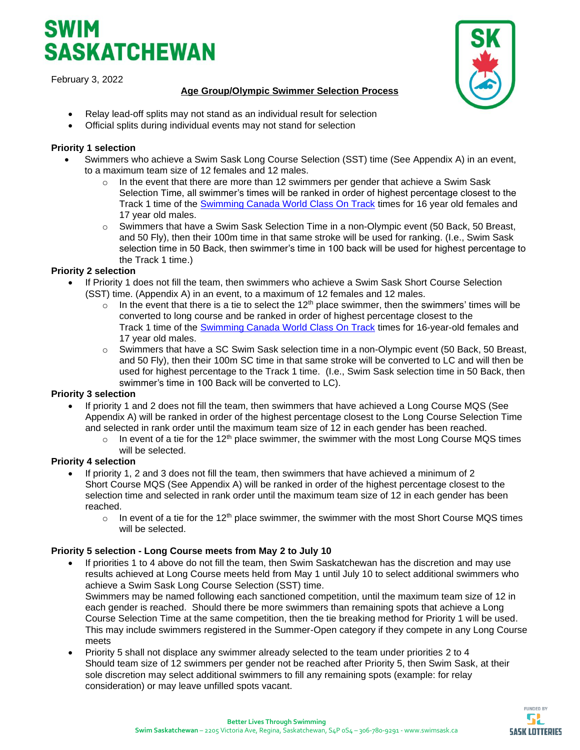# SWIM SASKATCHEWAN

February 3, 2022

**Age Group/Olympic Swimmer Selection Process**

- Relay lead-off splits may not stand as an individual result for selection
- Official splits during individual events may not stand for selection

**Priority 1 selection**

- Swimmers who achieve a Swim Sask Long Course Selection (SST) time (See Appendix A) in an event, to a maximum team size of 12 females and 12 males.
  - In the event that there are more than 12 swimmers per gender that achieve a Swim Sask Selection Time, all swimmer's times will be ranked in order of highest percentage closest to the Track 1 time of the Swimming Canada World Class On Track times for 16 year old females and 17 year old males.
  - Swimmers that have a Swim Sask Selection Time in a non-Olympic event (50 Back, 50 Breast, and 50 Fly), then their 100m time in that same stroke will be used for ranking. (I.e., Swim Sask selection time in 50 Back, then swimmer's time in 100 back will be used for highest percentage to the Track 1 time.)

**Priority 2 selection**

- If Priority 1 does not fill the team, then swimmers who achieve a Swim Sask Short Course Selection (SST) time. (Appendix A) in an event, to a maximum of 12 females and 12 males.
  - In the event that there is a tie to select the 12th place swimmer, then the swimmers' times will be converted to long course and be ranked in order of highest percentage closest to the Track 1 time of the Swimming Canada World Class On Track times for 16-year-old females and 17 year old males.
  - Swimmers that have a SC Swim Sask selection time in a non-Olympic event (50 Back, 50 Breast, and 50 Fly), then their 100m SC time in that same stroke will be converted to LC and will then be used for highest percentage to the Track 1 time. (I.e., Swim Sask selection time in 50 Back, then swimmer's time in 100 Back will be converted to LC).

**Priority 3 selection**

- If priority 1 and 2 does not fill the team, then swimmers that have achieved a Long Course MQS (See Appendix A) will be ranked in order of the highest percentage closest to the Long Course Selection Time and selected in rank order until the maximum team size of 12 in each gender has been reached.
  - In event of a tie for the 12th place swimmer, the swimmer with the most Long Course MQS times will be selected.

**Priority 4 selection**

- If priority 1, 2 and 3 does not fill the team, then swimmers that have achieved a minimum of 2 Short Course MQS (See Appendix A) will be ranked in order of the highest percentage closest to the selection time and selected in rank order until the maximum team size of 12 in each gender has been reached.
  - In event of a tie for the 12th place swimmer, the swimmer with the most Short Course MQS times will be selected.

**Priority 5 selection - Long Course meets from May 2 to July 10**

- If priorities 1 to 4 above do not fill the team, then Swim Saskatchewan has the discretion and may use results achieved at Long Course meets held from May 1 until July 10 to select additional swimmers who achieve a Swim Sask Long Course Selection (SST) time.
  Swimmers may be named following each sanctioned competition, until the maximum team size of 12 in each gender is reached. Should there be more swimmers than remaining spots that achieve a Long Course Selection Time at the same competition, then the tie breaking method for Priority 1 will be used. This may include swimmers registered in the Summer-Open category if they compete in any Long Course meets
- Priority 5 shall not displace any swimmer already selected to the team under priorities 2 to 4
  Should team size of 12 swimmers per gender not be reached after Priority 5, then Swim Sask, at their sole discretion may select additional swimmers to fill any remaining spots (example: for relay consideration) or may leave unfilled spots vacant.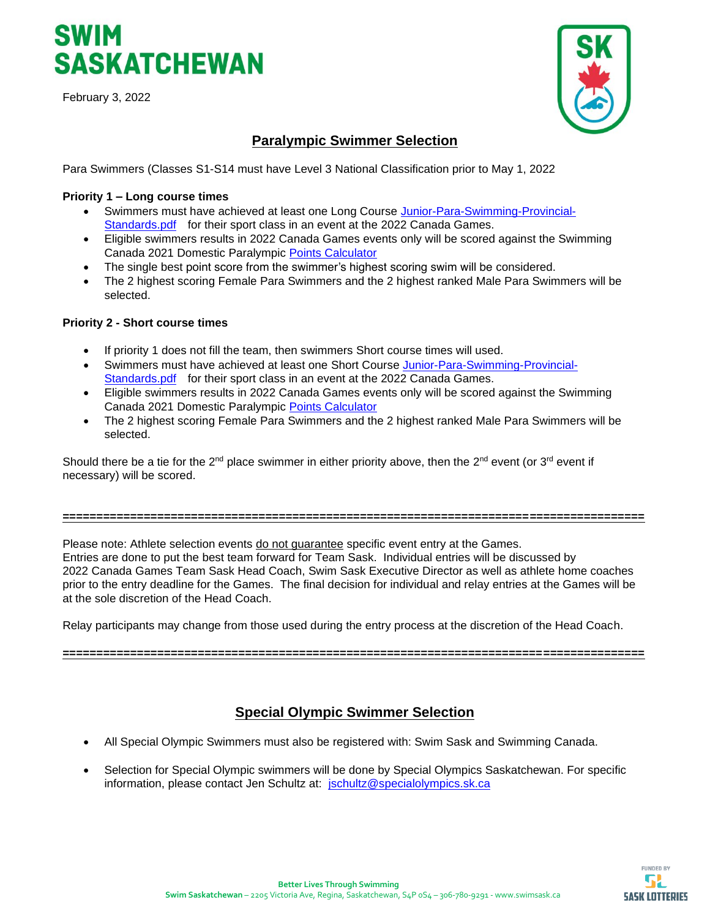# SWIM SASKATCHEWAN

February 3, 2022

## Paralympic Swimmer Selection

Para Swimmers (Classes S1-S14 must have Level 3 National Classification prior to May 1, 2022

**Priority 1 – Long course times**

- Swimmers must have achieved at least one Long Course [Junior-Para-Swimming-Provincial-Standards.pdf] for their sport class in an event at the 2022 Canada Games.
- Eligible swimmers results in 2022 Canada Games events only will be scored against the Swimming Canada 2021 Domestic Paralympic [Points Calculator]
- The single best point score from the swimmer's highest scoring swim will be considered.
- The 2 highest scoring Female Para Swimmers and the 2 highest ranked Male Para Swimmers will be selected.

**Priority 2 - Short course times**

- If priority 1 does not fill the team, then swimmers Short course times will used.
- Swimmers must have achieved at least one Short Course [Junior-Para-Swimming-Provincial-Standards.pdf] for their sport class in an event at the 2022 Canada Games.
- Eligible swimmers results in 2022 Canada Games events only will be scored against the Swimming Canada 2021 Domestic Paralympic [Points Calculator]
- The 2 highest scoring Female Para Swimmers and the 2 highest ranked Male Para Swimmers will be selected.

Should there be a tie for the 2nd place swimmer in either priority above, then the 2nd event (or 3rd event if necessary) will be scored.

==========================================================================================

Please note: Athlete selection events do not guarantee specific event entry at the Games.
Entries are done to put the best team forward for Team Sask. Individual entries will be discussed by 2022 Canada Games Team Sask Head Coach, Swim Sask Executive Director as well as athlete home coaches prior to the entry deadline for the Games. The final decision for individual and relay entries at the Games will be at the sole discretion of the Head Coach.

Relay participants may change from those used during the entry process at the discretion of the Head Coach.

==========================================================================================

## Special Olympic Swimmer Selection

- All Special Olympic Swimmers must also be registered with: Swim Sask and Swimming Canada.
- Selection for Special Olympic swimmers will be done by Special Olympics Saskatchewan. For specific information, please contact Jen Schultz at: jschultz@specialolympics.sk.ca

Better Lives Through Swimming
Swim Saskatchewan – 2205 Victoria Ave, Regina, Saskatchewan, S4P 0S4 – 306-780-9291 - www.swimsask.ca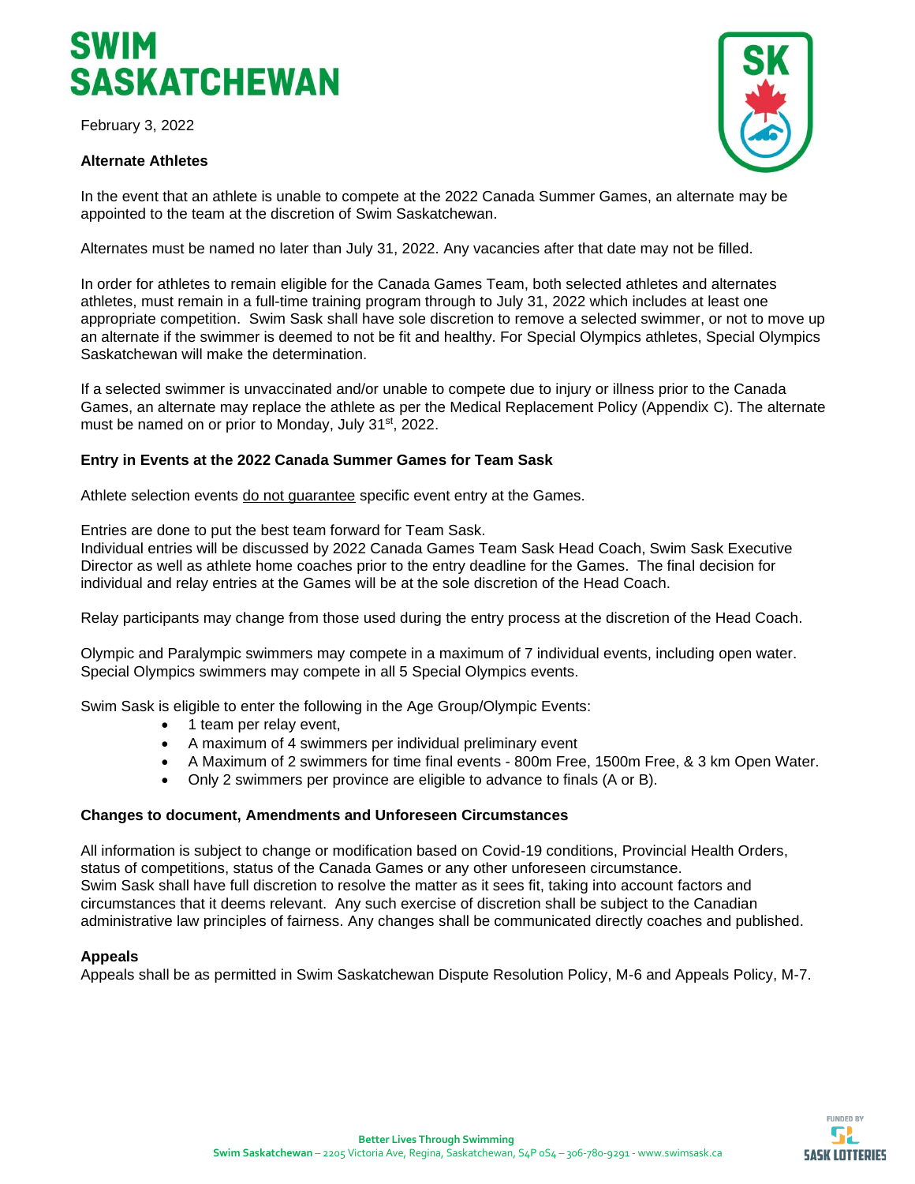# SWIM SASKATCHEWAN

February 3, 2022

**Alternate Athletes**

In the event that an athlete is unable to compete at the 2022 Canada Summer Games, an alternate may be appointed to the team at the discretion of Swim Saskatchewan.

Alternates must be named no later than July 31, 2022. Any vacancies after that date may not be filled.

In order for athletes to remain eligible for the Canada Games Team, both selected athletes and alternates athletes, must remain in a full-time training program through to July 31, 2022 which includes at least one appropriate competition. Swim Sask shall have sole discretion to remove a selected swimmer, or not to move up an alternate if the swimmer is deemed to not be fit and healthy. For Special Olympics athletes, Special Olympics Saskatchewan will make the determination.

If a selected swimmer is unvaccinated and/or unable to compete due to injury or illness prior to the Canada Games, an alternate may replace the athlete as per the Medical Replacement Policy (Appendix C). The alternate must be named on or prior to Monday, July 31st, 2022.

**Entry in Events at the 2022 Canada Summer Games for Team Sask**

Athlete selection events do not guarantee specific event entry at the Games.

Entries are done to put the best team forward for Team Sask.
Individual entries will be discussed by 2022 Canada Games Team Sask Head Coach, Swim Sask Executive Director as well as athlete home coaches prior to the entry deadline for the Games. The final decision for individual and relay entries at the Games will be at the sole discretion of the Head Coach.

Relay participants may change from those used during the entry process at the discretion of the Head Coach.

Olympic and Paralympic swimmers may compete in a maximum of 7 individual events, including open water. Special Olympics swimmers may compete in all 5 Special Olympics events.

Swim Sask is eligible to enter the following in the Age Group/Olympic Events:

- 1 team per relay event,
- A maximum of 4 swimmers per individual preliminary event
- A Maximum of 2 swimmers for time final events - 800m Free, 1500m Free, & 3 km Open Water.
- Only 2 swimmers per province are eligible to advance to finals (A or B).

**Changes to document, Amendments and Unforeseen Circumstances**

All information is subject to change or modification based on Covid-19 conditions, Provincial Health Orders, status of competitions, status of the Canada Games or any other unforeseen circumstance.
Swim Sask shall have full discretion to resolve the matter as it sees fit, taking into account factors and circumstances that it deems relevant. Any such exercise of discretion shall be subject to the Canadian administrative law principles of fairness. Any changes shall be communicated directly coaches and published.

**Appeals**
Appeals shall be as permitted in Swim Saskatchewan Dispute Resolution Policy, M-6 and Appeals Policy, M-7.

**Better Lives Through Swimming**
**Swim Saskatchewan** – 2205 Victoria Ave, Regina, Saskatchewan, S4P 0S4 – 306-780-9291 - www.swimsask.ca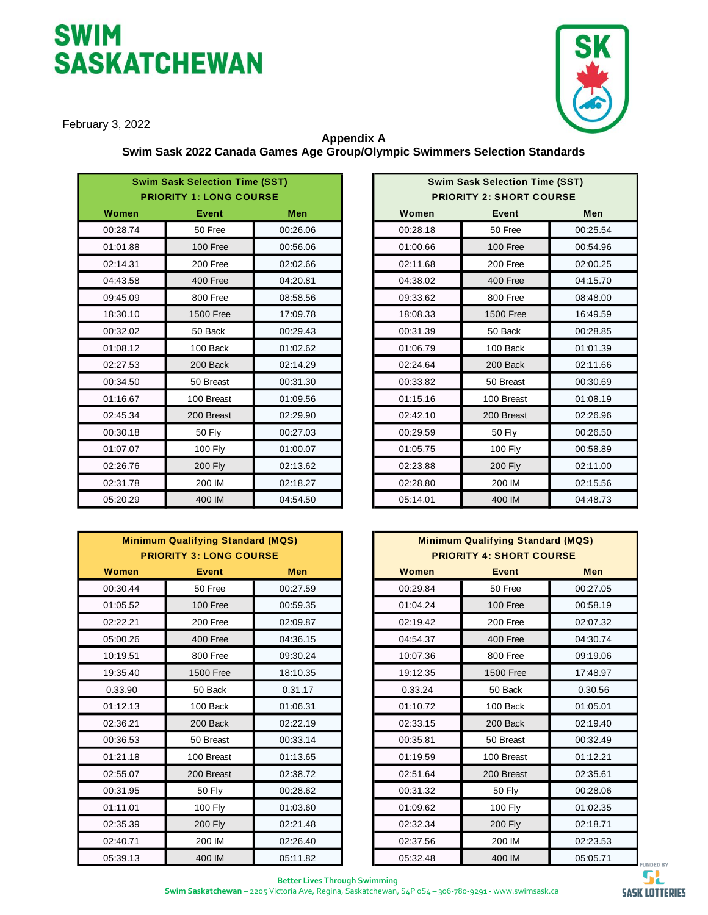# SWIM SASKATCHEWAN

February 3, 2022

**Appendix A**

**Swim Sask 2022 Canada Games Age Group/Olympic Swimmers Selection Standards**

| Swim Sask Selection Time (SST) PRIORITY 1: LONG COURSE | | |
|---|---|---|
| **Women** | **Event** | **Men** |
| 00:28.74 | 50 Free | 00:26.06 |
| 01:01.88 | 100 Free | 00:56.06 |
| 02:14.31 | 200 Free | 02:02.66 |
| 04:43.58 | 400 Free | 04:20.81 |
| 09:45.09 | 800 Free | 08:58.56 |
| 18:30.10 | 1500 Free | 17:09.78 |
| 00:32.02 | 50 Back | 00:29.43 |
| 01:08.12 | 100 Back | 01:02.62 |
| 02:27.53 | 200 Back | 02:14.29 |
| 00:34.50 | 50 Breast | 00:31.30 |
| 01:16.67 | 100 Breast | 01:09.56 |
| 02:45.34 | 200 Breast | 02:29.90 |
| 00:30.18 | 50 Fly | 00:27.03 |
| 01:07.07 | 100 Fly | 01:00.07 |
| 02:26.76 | 200 Fly | 02:13.62 |
| 02:31.78 | 200 IM | 02:18.27 |
| 05:20.29 | 400 IM | 04:54.50 |

| Swim Sask Selection Time (SST) PRIORITY 2: SHORT COURSE | | |
|---|---|---|
| **Women** | **Event** | **Men** |
| 00:28.18 | 50 Free | 00:25.54 |
| 01:00.66 | 100 Free | 00:54.96 |
| 02:11.68 | 200 Free | 02:00.25 |
| 04:38.02 | 400 Free | 04:15.70 |
| 09:33.62 | 800 Free | 08:48.00 |
| 18:08.33 | 1500 Free | 16:49.59 |
| 00:31.39 | 50 Back | 00:28.85 |
| 01:06.79 | 100 Back | 01:01.39 |
| 02:24.64 | 200 Back | 02:11.66 |
| 00:33.82 | 50 Breast | 00:30.69 |
| 01:15.16 | 100 Breast | 01:08.19 |
| 02:42.10 | 200 Breast | 02:26.96 |
| 00:29.59 | 50 Fly | 00:26.50 |
| 01:05.75 | 100 Fly | 00:58.89 |
| 02:23.88 | 200 Fly | 02:11.00 |
| 02:28.80 | 200 IM | 02:15.56 |
| 05:14.01 | 400 IM | 04:48.73 |

| Minimum Qualifying Standard (MQS) PRIORITY 3: LONG COURSE | | |
|---|---|---|
| **Women** | **Event** | **Men** |
| 00:30.44 | 50 Free | 00:27.59 |
| 01:05.52 | 100 Free | 00:59.35 |
| 02:22.21 | 200 Free | 02:09.87 |
| 05:00.26 | 400 Free | 04:36.15 |
| 10:19.51 | 800 Free | 09:30.24 |
| 19:35.40 | 1500 Free | 18:10.35 |
| 0.33.90 | 50 Back | 0.31.17 |
| 01:12.13 | 100 Back | 01:06.31 |
| 02:36.21 | 200 Back | 02:22.19 |
| 00:36.53 | 50 Breast | 00:33.14 |
| 01:21.18 | 100 Breast | 01:13.65 |
| 02:55.07 | 200 Breast | 02:38.72 |
| 00:31.95 | 50 Fly | 00:28.62 |
| 01:11.01 | 100 Fly | 01:03.60 |
| 02:35.39 | 200 Fly | 02:21.48 |
| 02:40.71 | 200 IM | 02:26.40 |
| 05:39.13 | 400 IM | 05:11.82 |

| Minimum Qualifying Standard (MQS) PRIORITY 4: SHORT COURSE | | |
|---|---|---|
| **Women** | **Event** | **Men** |
| 00:29.84 | 50 Free | 00:27.05 |
| 01:04.24 | 100 Free | 00:58.19 |
| 02:19.42 | 200 Free | 02:07.32 |
| 04:54.37 | 400 Free | 04:30.74 |
| 10:07.36 | 800 Free | 09:19.06 |
| 19:12.35 | 1500 Free | 17:48.97 |
| 0.33.24 | 50 Back | 0.30.56 |
| 01:10.72 | 100 Back | 01:05.01 |
| 02:33.15 | 200 Back | 02:19.40 |
| 00:35.81 | 50 Breast | 00:32.49 |
| 01:19.59 | 100 Breast | 01:12.21 |
| 02:51.64 | 200 Breast | 02:35.61 |
| 00:31.32 | 50 Fly | 00:28.06 |
| 01:09.62 | 100 Fly | 01:02.35 |
| 02:32.34 | 200 Fly | 02:18.71 |
| 02:37.56 | 200 IM | 02:23.53 |
| 05:32.48 | 400 IM | 05:05.71 |

**Better Lives Through Swimming**

**Swim Saskatchewan** – 2205 Victoria Ave, Regina, Saskatchewan, S4P 0S4 – 306-780-9291 - www.swimsask.ca

FUNDED BY SASK LOTTERIES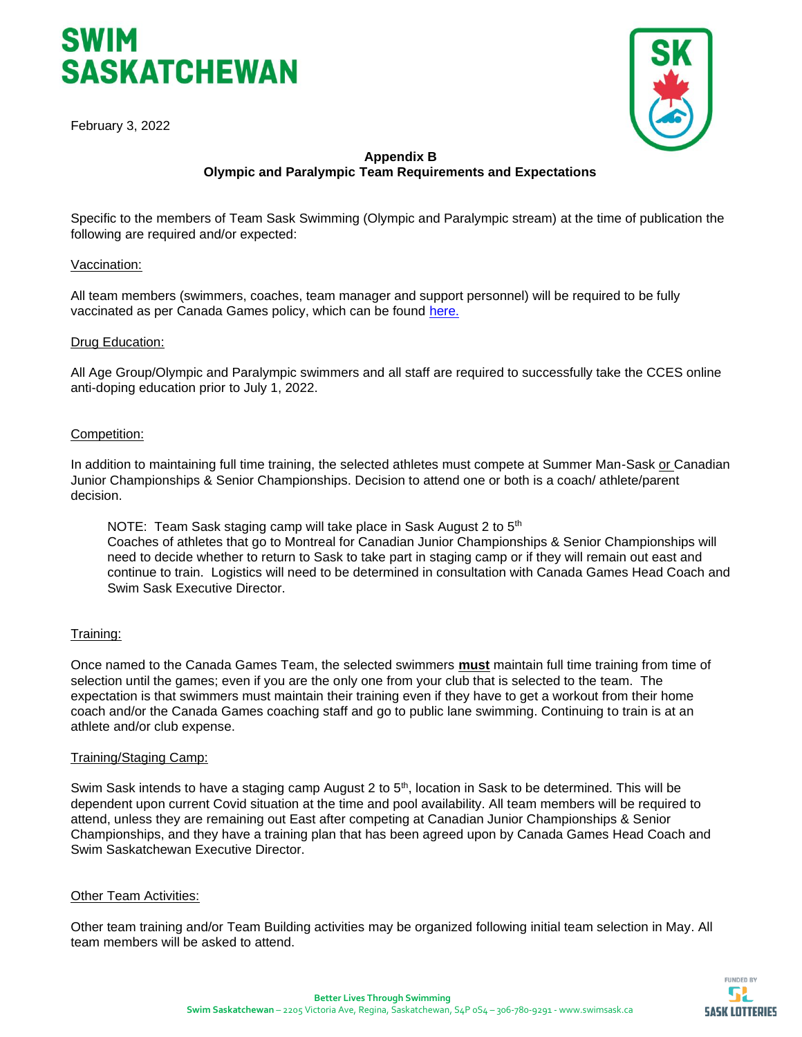# SWIM SASKATCHEWAN

February 3, 2022

**Appendix B**
**Olympic and Paralympic Team Requirements and Expectations**

Specific to the members of Team Sask Swimming (Olympic and Paralympic stream) at the time of publication the following are required and/or expected:

Vaccination:

All team members (swimmers, coaches, team manager and support personnel) will be required to be fully vaccinated as per Canada Games policy, which can be found here.

Drug Education:

All Age Group/Olympic and Paralympic swimmers and all staff are required to successfully take the CCES online anti-doping education prior to July 1, 2022.

Competition:

In addition to maintaining full time training, the selected athletes must compete at Summer Man-Sask or Canadian Junior Championships & Senior Championships. Decision to attend one or both is a coach/ athlete/parent decision.

> NOTE: Team Sask staging camp will take place in Sask August 2 to 5th
> Coaches of athletes that go to Montreal for Canadian Junior Championships & Senior Championships will need to decide whether to return to Sask to take part in staging camp or if they will remain out east and continue to train. Logistics will need to be determined in consultation with Canada Games Head Coach and Swim Sask Executive Director.

Training:

Once named to the Canada Games Team, the selected swimmers **must** maintain full time training from time of selection until the games; even if you are the only one from your club that is selected to the team. The expectation is that swimmers must maintain their training even if they have to get a workout from their home coach and/or the Canada Games coaching staff and go to public lane swimming. Continuing to train is at an athlete and/or club expense.

Training/Staging Camp:

Swim Sask intends to have a staging camp August 2 to 5th, location in Sask to be determined. This will be dependent upon current Covid situation at the time and pool availability. All team members will be required to attend, unless they are remaining out East after competing at Canadian Junior Championships & Senior Championships, and they have a training plan that has been agreed upon by Canada Games Head Coach and Swim Saskatchewan Executive Director.

Other Team Activities:

Other team training and/or Team Building activities may be organized following initial team selection in May. All team members will be asked to attend.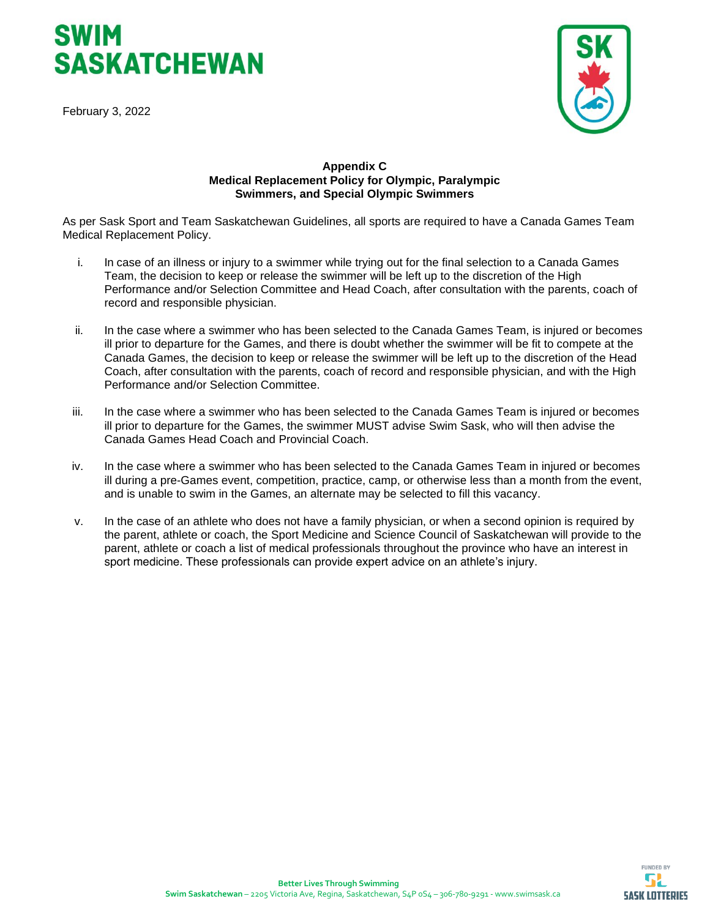# SWIM SASKATCHEWAN

February 3, 2022

**Appendix C**
**Medical Replacement Policy for Olympic, Paralympic Swimmers, and Special Olympic Swimmers**

As per Sask Sport and Team Saskatchewan Guidelines, all sports are required to have a Canada Games Team Medical Replacement Policy.

i. In case of an illness or injury to a swimmer while trying out for the final selection to a Canada Games Team, the decision to keep or release the swimmer will be left up to the discretion of the High Performance and/or Selection Committee and Head Coach, after consultation with the parents, coach of record and responsible physician.

ii. In the case where a swimmer who has been selected to the Canada Games Team, is injured or becomes ill prior to departure for the Games, and there is doubt whether the swimmer will be fit to compete at the Canada Games, the decision to keep or release the swimmer will be left up to the discretion of the Head Coach, after consultation with the parents, coach of record and responsible physician, and with the High Performance and/or Selection Committee.

iii. In the case where a swimmer who has been selected to the Canada Games Team is injured or becomes ill prior to departure for the Games, the swimmer MUST advise Swim Sask, who will then advise the Canada Games Head Coach and Provincial Coach.

iv. In the case where a swimmer who has been selected to the Canada Games Team in injured or becomes ill during a pre-Games event, competition, practice, camp, or otherwise less than a month from the event, and is unable to swim in the Games, an alternate may be selected to fill this vacancy.

v. In the case of an athlete who does not have a family physician, or when a second opinion is required by the parent, athlete or coach, the Sport Medicine and Science Council of Saskatchewan will provide to the parent, athlete or coach a list of medical professionals throughout the province who have an interest in sport medicine. These professionals can provide expert advice on an athlete's injury.